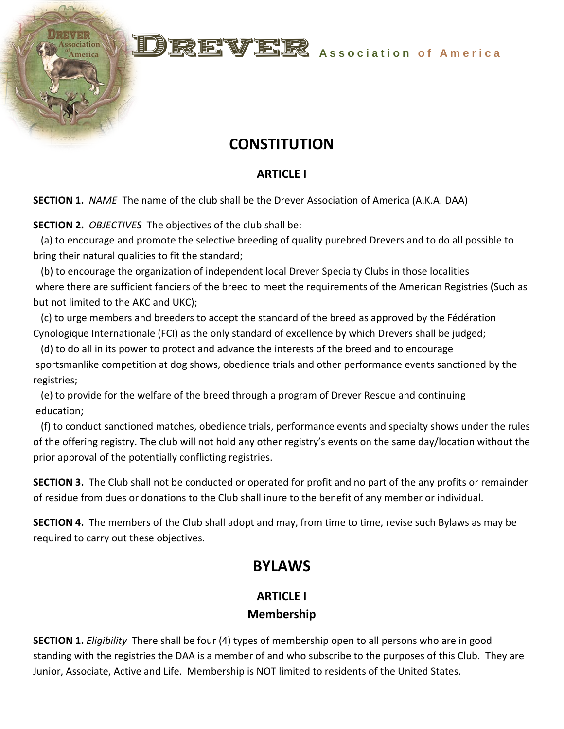# DREVER Association of America

## CONSTITUTION

### ARTICLE I

**SECTION 1.** *NAME* The name of the club shall be the Drever Association of America (A.K.A. DAA)

**SECTION 2.** *OBJECTIVES* The objectives of the club shall be:

(a) to encourage and promote the selective breeding of quality purebred Drevers and to do all possible to bring their natural qualities to fit the standard;

(b) to encourage the organization of independent local Drever Specialty Clubs in those localities where there are sufficient fanciers of the breed to meet the requirements of the American Registries (Such as but not limited to the AKC and UKC);

(c) to urge members and breeders to accept the standard of the breed as approved by the Fédération Cynologique Internationale (FCI) as the only standard of excellence by which Drevers shall be judged;

(d) to do all in its power to protect and advance the interests of the breed and to encourage sportsmanlike competition at dog shows, obedience trials and other performance events sanctioned by the registries;

(e) to provide for the welfare of the breed through a program of Drever Rescue and continuing education;

(f) to conduct sanctioned matches, obedience trials, performance events and specialty shows under the rules of the offering registry. The club will not hold any other registry's events on the same day/location without the prior approval of the potentially conflicting registries.

**SECTION 3.** The Club shall not be conducted or operated for profit and no part of the any profits or remainder of residue from dues or donations to the Club shall inure to the benefit of any member or individual.

**SECTION 4.** The members of the Club shall adopt and may, from time to time, revise such Bylaws as may be required to carry out these objectives.

## BYLAWS

### ARTICLE I
### Membership

**SECTION 1.** *Eligibility* There shall be four (4) types of membership open to all persons who are in good standing with the registries the DAA is a member of and who subscribe to the purposes of this Club. They are Junior, Associate, Active and Life. Membership is NOT limited to residents of the United States.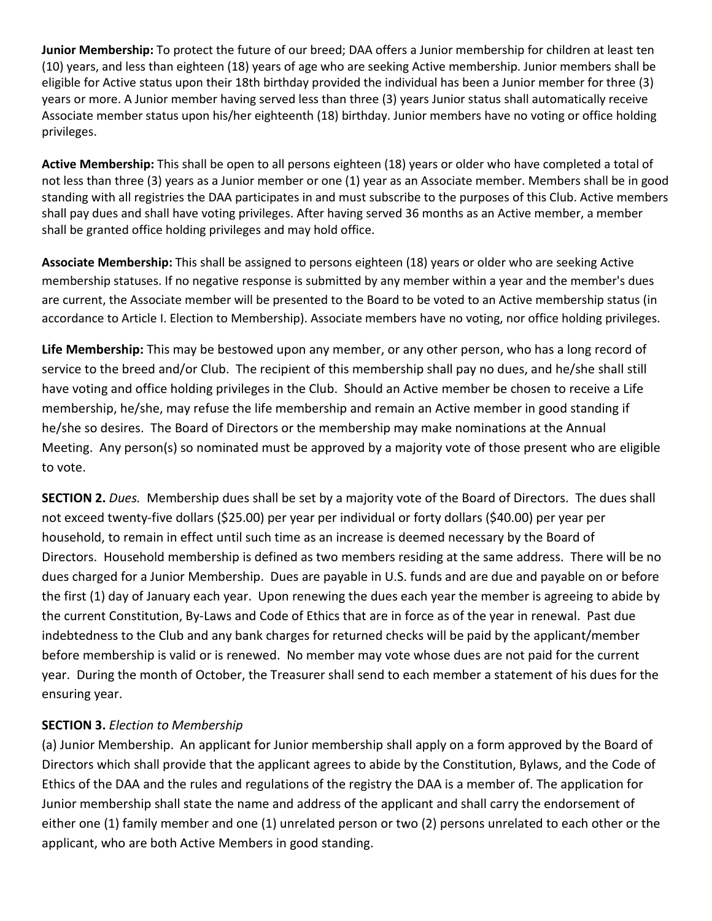**Junior Membership:** To protect the future of our breed; DAA offers a Junior membership for children at least ten (10) years, and less than eighteen (18) years of age who are seeking Active membership. Junior members shall be eligible for Active status upon their 18th birthday provided the individual has been a Junior member for three (3) years or more. A Junior member having served less than three (3) years Junior status shall automatically receive Associate member status upon his/her eighteenth (18) birthday. Junior members have no voting or office holding privileges.

**Active Membership:** This shall be open to all persons eighteen (18) years or older who have completed a total of not less than three (3) years as a Junior member or one (1) year as an Associate member. Members shall be in good standing with all registries the DAA participates in and must subscribe to the purposes of this Club. Active members shall pay dues and shall have voting privileges. After having served 36 months as an Active member, a member shall be granted office holding privileges and may hold office.

**Associate Membership:** This shall be assigned to persons eighteen (18) years or older who are seeking Active membership statuses. If no negative response is submitted by any member within a year and the member's dues are current, the Associate member will be presented to the Board to be voted to an Active membership status (in accordance to Article I. Election to Membership). Associate members have no voting, nor office holding privileges.

**Life Membership:** This may be bestowed upon any member, or any other person, who has a long record of service to the breed and/or Club. The recipient of this membership shall pay no dues, and he/she shall still have voting and office holding privileges in the Club. Should an Active member be chosen to receive a Life membership, he/she, may refuse the life membership and remain an Active member in good standing if he/she so desires. The Board of Directors or the membership may make nominations at the Annual Meeting. Any person(s) so nominated must be approved by a majority vote of those present who are eligible to vote.

**SECTION 2.** *Dues.* Membership dues shall be set by a majority vote of the Board of Directors. The dues shall not exceed twenty-five dollars ($25.00) per year per individual or forty dollars ($40.00) per year per household, to remain in effect until such time as an increase is deemed necessary by the Board of Directors. Household membership is defined as two members residing at the same address. There will be no dues charged for a Junior Membership. Dues are payable in U.S. funds and are due and payable on or before the first (1) day of January each year. Upon renewing the dues each year the member is agreeing to abide by the current Constitution, By-Laws and Code of Ethics that are in force as of the year in renewal. Past due indebtedness to the Club and any bank charges for returned checks will be paid by the applicant/member before membership is valid or is renewed. No member may vote whose dues are not paid for the current year. During the month of October, the Treasurer shall send to each member a statement of his dues for the ensuring year.

**SECTION 3.** *Election to Membership*

(a) Junior Membership. An applicant for Junior membership shall apply on a form approved by the Board of Directors which shall provide that the applicant agrees to abide by the Constitution, Bylaws, and the Code of Ethics of the DAA and the rules and regulations of the registry the DAA is a member of. The application for Junior membership shall state the name and address of the applicant and shall carry the endorsement of either one (1) family member and one (1) unrelated person or two (2) persons unrelated to each other or the applicant, who are both Active Members in good standing.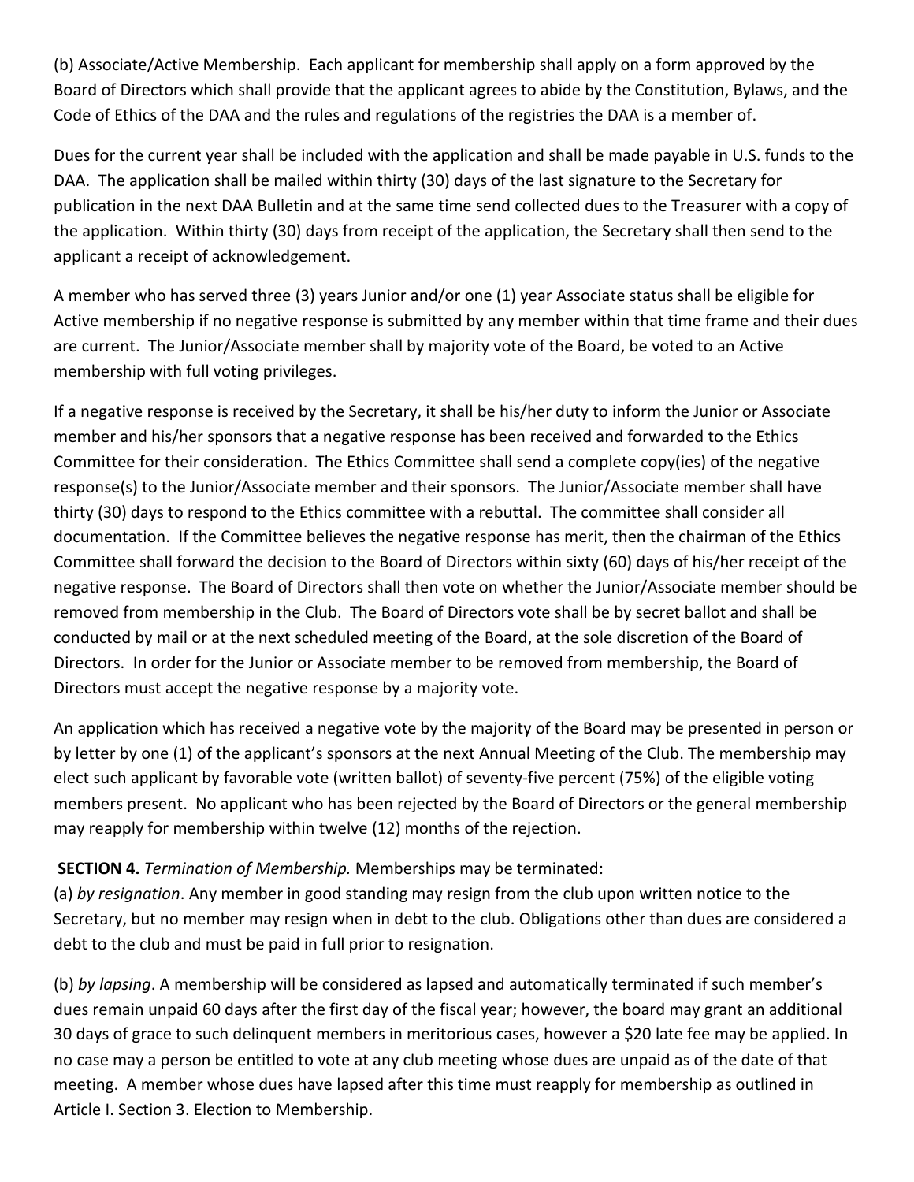(b) Associate/Active Membership. Each applicant for membership shall apply on a form approved by the Board of Directors which shall provide that the applicant agrees to abide by the Constitution, Bylaws, and the Code of Ethics of the DAA and the rules and regulations of the registries the DAA is a member of.

Dues for the current year shall be included with the application and shall be made payable in U.S. funds to the DAA. The application shall be mailed within thirty (30) days of the last signature to the Secretary for publication in the next DAA Bulletin and at the same time send collected dues to the Treasurer with a copy of the application. Within thirty (30) days from receipt of the application, the Secretary shall then send to the applicant a receipt of acknowledgement.

A member who has served three (3) years Junior and/or one (1) year Associate status shall be eligible for Active membership if no negative response is submitted by any member within that time frame and their dues are current. The Junior/Associate member shall by majority vote of the Board, be voted to an Active membership with full voting privileges.

If a negative response is received by the Secretary, it shall be his/her duty to inform the Junior or Associate member and his/her sponsors that a negative response has been received and forwarded to the Ethics Committee for their consideration. The Ethics Committee shall send a complete copy(ies) of the negative response(s) to the Junior/Associate member and their sponsors. The Junior/Associate member shall have thirty (30) days to respond to the Ethics committee with a rebuttal. The committee shall consider all documentation. If the Committee believes the negative response has merit, then the chairman of the Ethics Committee shall forward the decision to the Board of Directors within sixty (60) days of his/her receipt of the negative response. The Board of Directors shall then vote on whether the Junior/Associate member should be removed from membership in the Club. The Board of Directors vote shall be by secret ballot and shall be conducted by mail or at the next scheduled meeting of the Board, at the sole discretion of the Board of Directors. In order for the Junior or Associate member to be removed from membership, the Board of Directors must accept the negative response by a majority vote.

An application which has received a negative vote by the majority of the Board may be presented in person or by letter by one (1) of the applicant's sponsors at the next Annual Meeting of the Club. The membership may elect such applicant by favorable vote (written ballot) of seventy-five percent (75%) of the eligible voting members present. No applicant who has been rejected by the Board of Directors or the general membership may reapply for membership within twelve (12) months of the rejection.

**SECTION 4.** *Termination of Membership.* Memberships may be terminated:

(a) *by resignation*. Any member in good standing may resign from the club upon written notice to the Secretary, but no member may resign when in debt to the club. Obligations other than dues are considered a debt to the club and must be paid in full prior to resignation.

(b) *by lapsing*. A membership will be considered as lapsed and automatically terminated if such member's dues remain unpaid 60 days after the first day of the fiscal year; however, the board may grant an additional 30 days of grace to such delinquent members in meritorious cases, however a $20 late fee may be applied. In no case may a person be entitled to vote at any club meeting whose dues are unpaid as of the date of that meeting. A member whose dues have lapsed after this time must reapply for membership as outlined in Article I. Section 3. Election to Membership.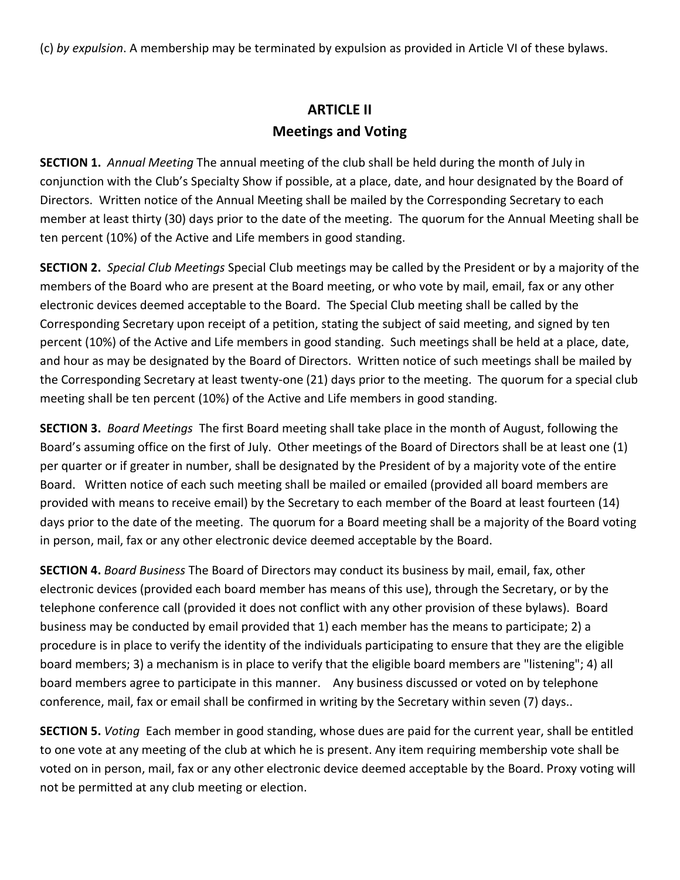(c) *by expulsion*. A membership may be terminated by expulsion as provided in Article VI of these bylaws.

## ARTICLE II
## Meetings and Voting

**SECTION 1.** *Annual Meeting* The annual meeting of the club shall be held during the month of July in conjunction with the Club's Specialty Show if possible, at a place, date, and hour designated by the Board of Directors. Written notice of the Annual Meeting shall be mailed by the Corresponding Secretary to each member at least thirty (30) days prior to the date of the meeting. The quorum for the Annual Meeting shall be ten percent (10%) of the Active and Life members in good standing.

**SECTION 2.** *Special Club Meetings* Special Club meetings may be called by the President or by a majority of the members of the Board who are present at the Board meeting, or who vote by mail, email, fax or any other electronic devices deemed acceptable to the Board. The Special Club meeting shall be called by the Corresponding Secretary upon receipt of a petition, stating the subject of said meeting, and signed by ten percent (10%) of the Active and Life members in good standing. Such meetings shall be held at a place, date, and hour as may be designated by the Board of Directors. Written notice of such meetings shall be mailed by the Corresponding Secretary at least twenty-one (21) days prior to the meeting. The quorum for a special club meeting shall be ten percent (10%) of the Active and Life members in good standing.

**SECTION 3.** *Board Meetings* The first Board meeting shall take place in the month of August, following the Board's assuming office on the first of July. Other meetings of the Board of Directors shall be at least one (1) per quarter or if greater in number, shall be designated by the President of by a majority vote of the entire Board. Written notice of each such meeting shall be mailed or emailed (provided all board members are provided with means to receive email) by the Secretary to each member of the Board at least fourteen (14) days prior to the date of the meeting. The quorum for a Board meeting shall be a majority of the Board voting in person, mail, fax or any other electronic device deemed acceptable by the Board.

**SECTION 4.** *Board Business* The Board of Directors may conduct its business by mail, email, fax, other electronic devices (provided each board member has means of this use), through the Secretary, or by the telephone conference call (provided it does not conflict with any other provision of these bylaws). Board business may be conducted by email provided that 1) each member has the means to participate; 2) a procedure is in place to verify the identity of the individuals participating to ensure that they are the eligible board members; 3) a mechanism is in place to verify that the eligible board members are "listening"; 4) all board members agree to participate in this manner. Any business discussed or voted on by telephone conference, mail, fax or email shall be confirmed in writing by the Secretary within seven (7) days..

**SECTION 5.** *Voting* Each member in good standing, whose dues are paid for the current year, shall be entitled to one vote at any meeting of the club at which he is present. Any item requiring membership vote shall be voted on in person, mail, fax or any other electronic device deemed acceptable by the Board. Proxy voting will not be permitted at any club meeting or election.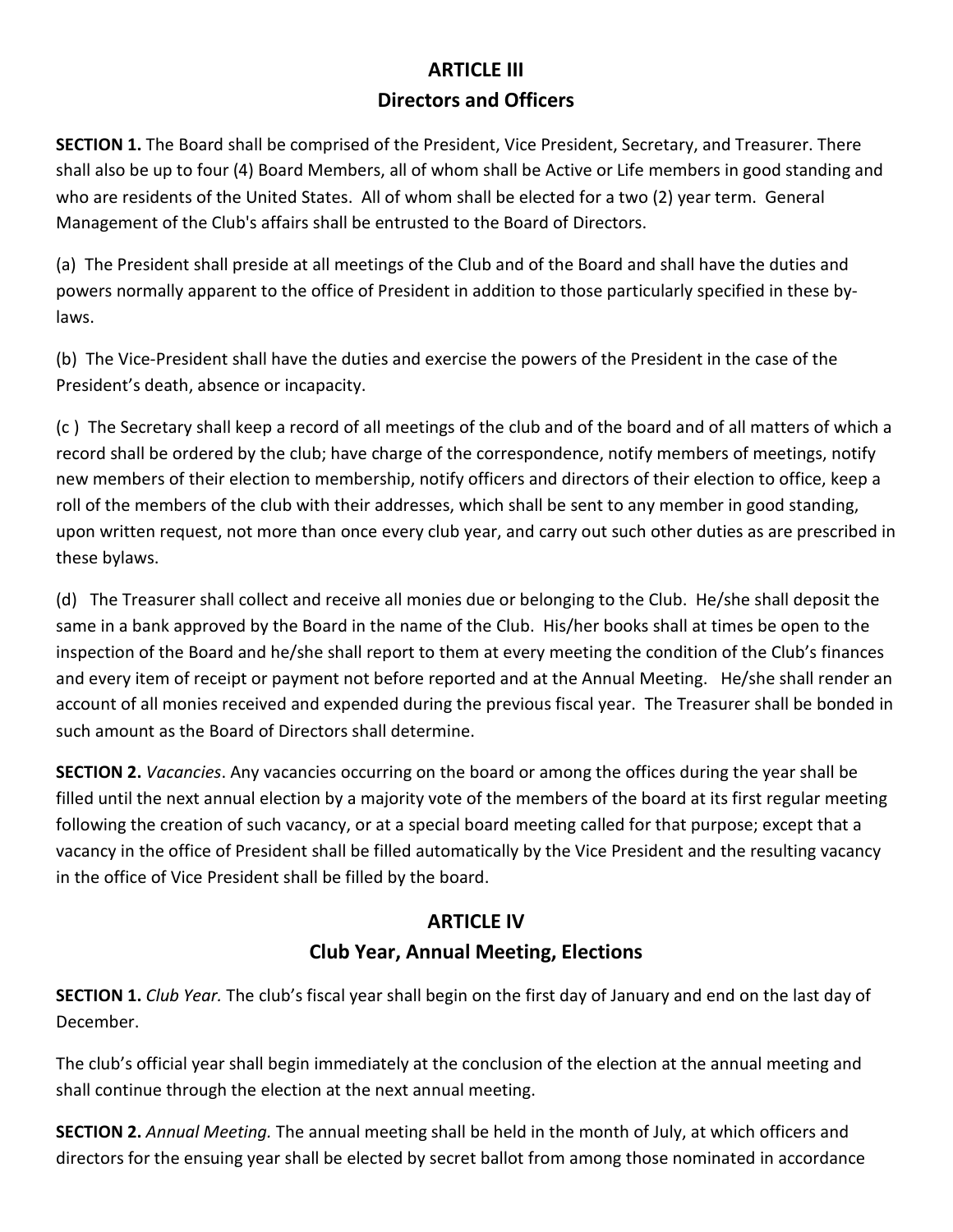## ARTICLE III
## Directors and Officers

**SECTION 1.** The Board shall be comprised of the President, Vice President, Secretary, and Treasurer. There shall also be up to four (4) Board Members, all of whom shall be Active or Life members in good standing and who are residents of the United States. All of whom shall be elected for a two (2) year term. General Management of the Club's affairs shall be entrusted to the Board of Directors.

(a) The President shall preside at all meetings of the Club and of the Board and shall have the duties and powers normally apparent to the office of President in addition to those particularly specified in these by-laws.

(b) The Vice-President shall have the duties and exercise the powers of the President in the case of the President's death, absence or incapacity.

(c ) The Secretary shall keep a record of all meetings of the club and of the board and of all matters of which a record shall be ordered by the club; have charge of the correspondence, notify members of meetings, notify new members of their election to membership, notify officers and directors of their election to office, keep a roll of the members of the club with their addresses, which shall be sent to any member in good standing, upon written request, not more than once every club year, and carry out such other duties as are prescribed in these bylaws.

(d) The Treasurer shall collect and receive all monies due or belonging to the Club. He/she shall deposit the same in a bank approved by the Board in the name of the Club. His/her books shall at times be open to the inspection of the Board and he/she shall report to them at every meeting the condition of the Club's finances and every item of receipt or payment not before reported and at the Annual Meeting. He/she shall render an account of all monies received and expended during the previous fiscal year. The Treasurer shall be bonded in such amount as the Board of Directors shall determine.

**SECTION 2.** *Vacancies*. Any vacancies occurring on the board or among the offices during the year shall be filled until the next annual election by a majority vote of the members of the board at its first regular meeting following the creation of such vacancy, or at a special board meeting called for that purpose; except that a vacancy in the office of President shall be filled automatically by the Vice President and the resulting vacancy in the office of Vice President shall be filled by the board.

## ARTICLE IV
## Club Year, Annual Meeting, Elections

**SECTION 1.** *Club Year.* The club's fiscal year shall begin on the first day of January and end on the last day of December.

The club's official year shall begin immediately at the conclusion of the election at the annual meeting and shall continue through the election at the next annual meeting.

**SECTION 2.** *Annual Meeting.* The annual meeting shall be held in the month of July, at which officers and directors for the ensuing year shall be elected by secret ballot from among those nominated in accordance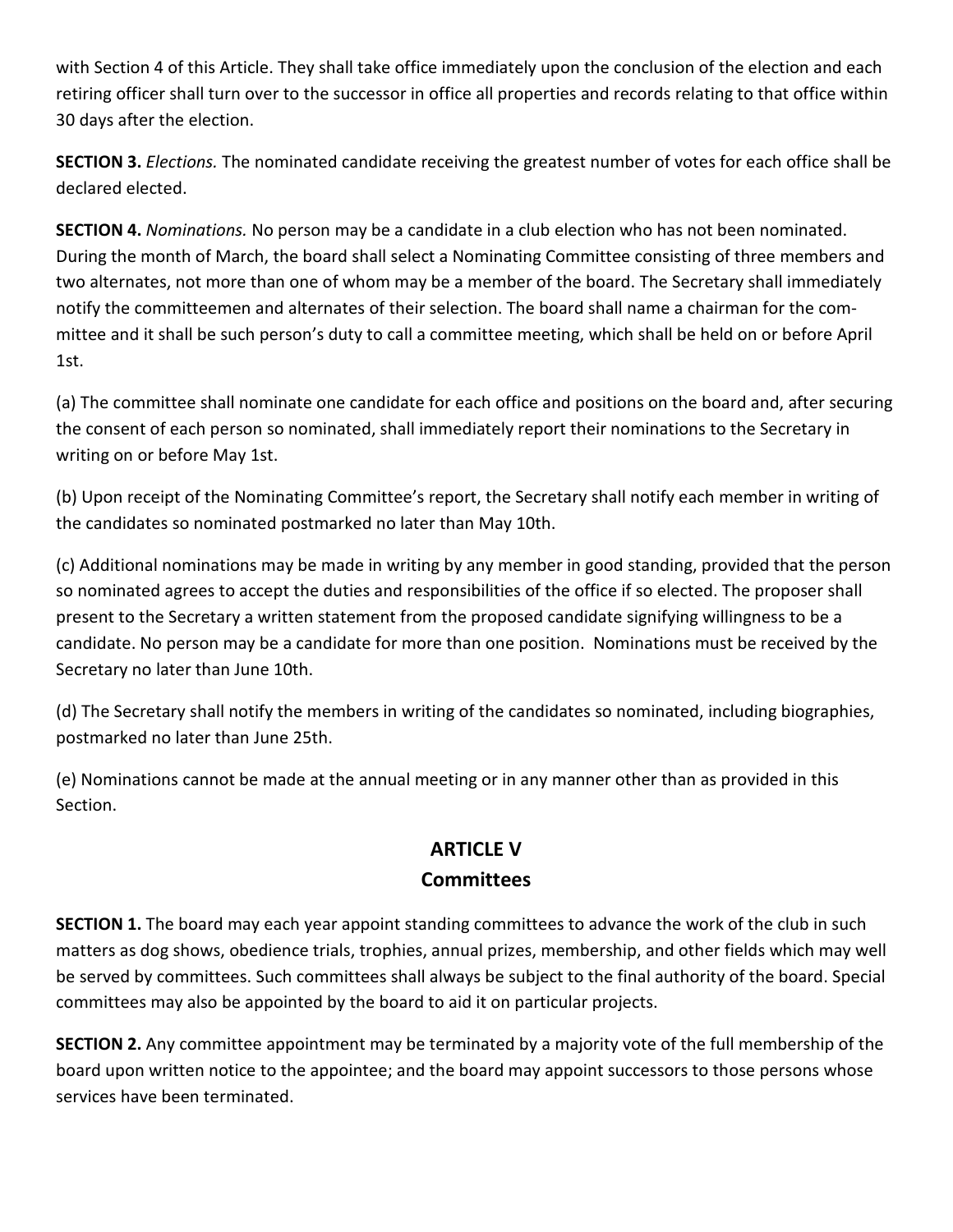with Section 4 of this Article. They shall take office immediately upon the conclusion of the election and each retiring officer shall turn over to the successor in office all properties and records relating to that office within 30 days after the election.

**SECTION 3.** *Elections.* The nominated candidate receiving the greatest number of votes for each office shall be declared elected.

**SECTION 4.** *Nominations.* No person may be a candidate in a club election who has not been nominated. During the month of March, the board shall select a Nominating Committee consisting of three members and two alternates, not more than one of whom may be a member of the board. The Secretary shall immediately notify the committeemen and alternates of their selection. The board shall name a chairman for the committee and it shall be such person's duty to call a committee meeting, which shall be held on or before April 1st.

(a) The committee shall nominate one candidate for each office and positions on the board and, after securing the consent of each person so nominated, shall immediately report their nominations to the Secretary in writing on or before May 1st.

(b) Upon receipt of the Nominating Committee's report, the Secretary shall notify each member in writing of the candidates so nominated postmarked no later than May 10th.

(c) Additional nominations may be made in writing by any member in good standing, provided that the person so nominated agrees to accept the duties and responsibilities of the office if so elected. The proposer shall present to the Secretary a written statement from the proposed candidate signifying willingness to be a candidate. No person may be a candidate for more than one position. Nominations must be received by the Secretary no later than June 10th.

(d) The Secretary shall notify the members in writing of the candidates so nominated, including biographies, postmarked no later than June 25th.

(e) Nominations cannot be made at the annual meeting or in any manner other than as provided in this Section.

## ARTICLE V
## Committees

**SECTION 1.** The board may each year appoint standing committees to advance the work of the club in such matters as dog shows, obedience trials, trophies, annual prizes, membership, and other fields which may well be served by committees. Such committees shall always be subject to the final authority of the board. Special committees may also be appointed by the board to aid it on particular projects.

**SECTION 2.** Any committee appointment may be terminated by a majority vote of the full membership of the board upon written notice to the appointee; and the board may appoint successors to those persons whose services have been terminated.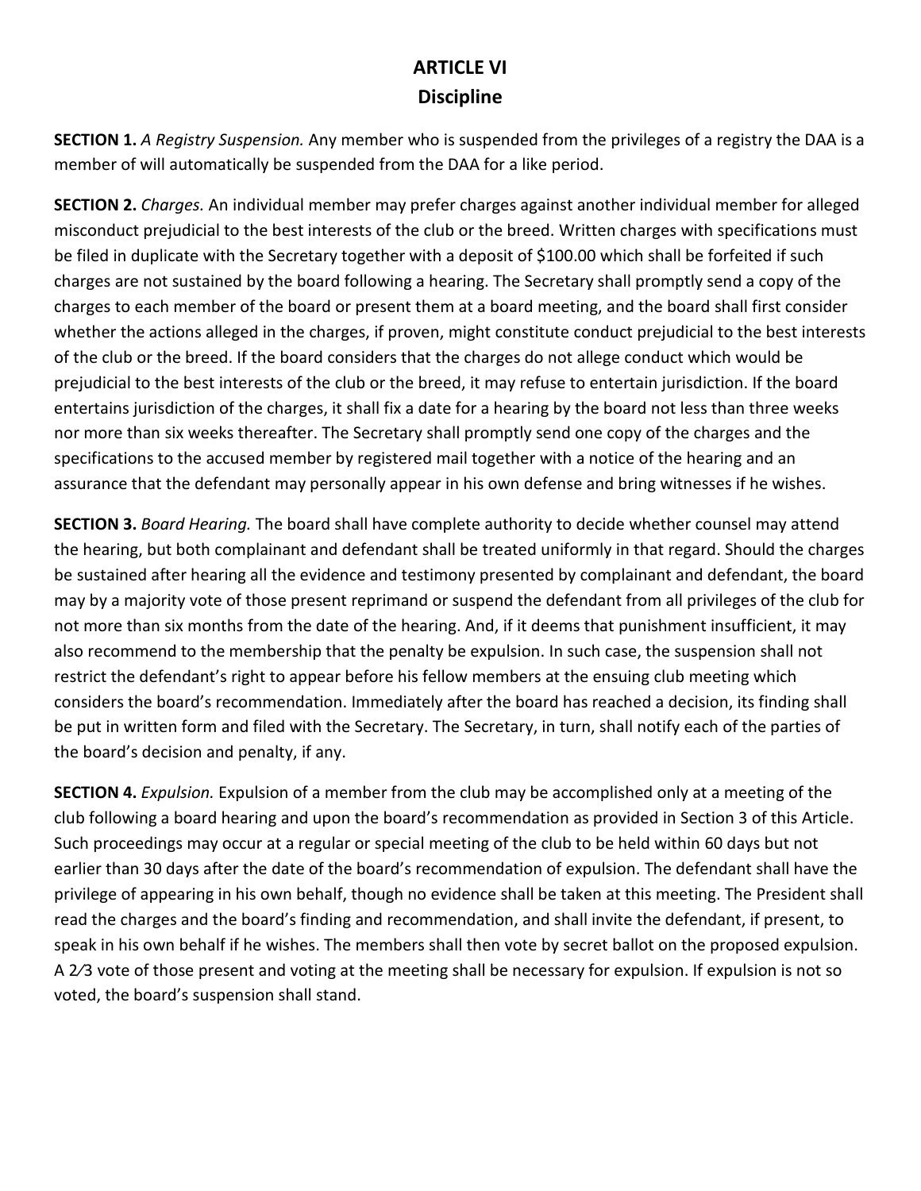# ARTICLE VI
## Discipline

**SECTION 1.** *A Registry Suspension.* Any member who is suspended from the privileges of a registry the DAA is a member of will automatically be suspended from the DAA for a like period.

**SECTION 2.** *Charges.* An individual member may prefer charges against another individual member for alleged misconduct prejudicial to the best interests of the club or the breed. Written charges with specifications must be filed in duplicate with the Secretary together with a deposit of $100.00 which shall be forfeited if such charges are not sustained by the board following a hearing. The Secretary shall promptly send a copy of the charges to each member of the board or present them at a board meeting, and the board shall first consider whether the actions alleged in the charges, if proven, might constitute conduct prejudicial to the best interests of the club or the breed. If the board considers that the charges do not allege conduct which would be prejudicial to the best interests of the club or the breed, it may refuse to entertain jurisdiction. If the board entertains jurisdiction of the charges, it shall fix a date for a hearing by the board not less than three weeks nor more than six weeks thereafter. The Secretary shall promptly send one copy of the charges and the specifications to the accused member by registered mail together with a notice of the hearing and an assurance that the defendant may personally appear in his own defense and bring witnesses if he wishes.

**SECTION 3.** *Board Hearing.* The board shall have complete authority to decide whether counsel may attend the hearing, but both complainant and defendant shall be treated uniformly in that regard. Should the charges be sustained after hearing all the evidence and testimony presented by complainant and defendant, the board may by a majority vote of those present reprimand or suspend the defendant from all privileges of the club for not more than six months from the date of the hearing. And, if it deems that punishment insufficient, it may also recommend to the membership that the penalty be expulsion. In such case, the suspension shall not restrict the defendant's right to appear before his fellow members at the ensuing club meeting which considers the board's recommendation. Immediately after the board has reached a decision, its finding shall be put in written form and filed with the Secretary. The Secretary, in turn, shall notify each of the parties of the board's decision and penalty, if any.

**SECTION 4.** *Expulsion.* Expulsion of a member from the club may be accomplished only at a meeting of the club following a board hearing and upon the board's recommendation as provided in Section 3 of this Article. Such proceedings may occur at a regular or special meeting of the club to be held within 60 days but not earlier than 30 days after the date of the board's recommendation of expulsion. The defendant shall have the privilege of appearing in his own behalf, though no evidence shall be taken at this meeting. The President shall read the charges and the board's finding and recommendation, and shall invite the defendant, if present, to speak in his own behalf if he wishes. The members shall then vote by secret ballot on the proposed expulsion. A 2⁄3 vote of those present and voting at the meeting shall be necessary for expulsion. If expulsion is not so voted, the board's suspension shall stand.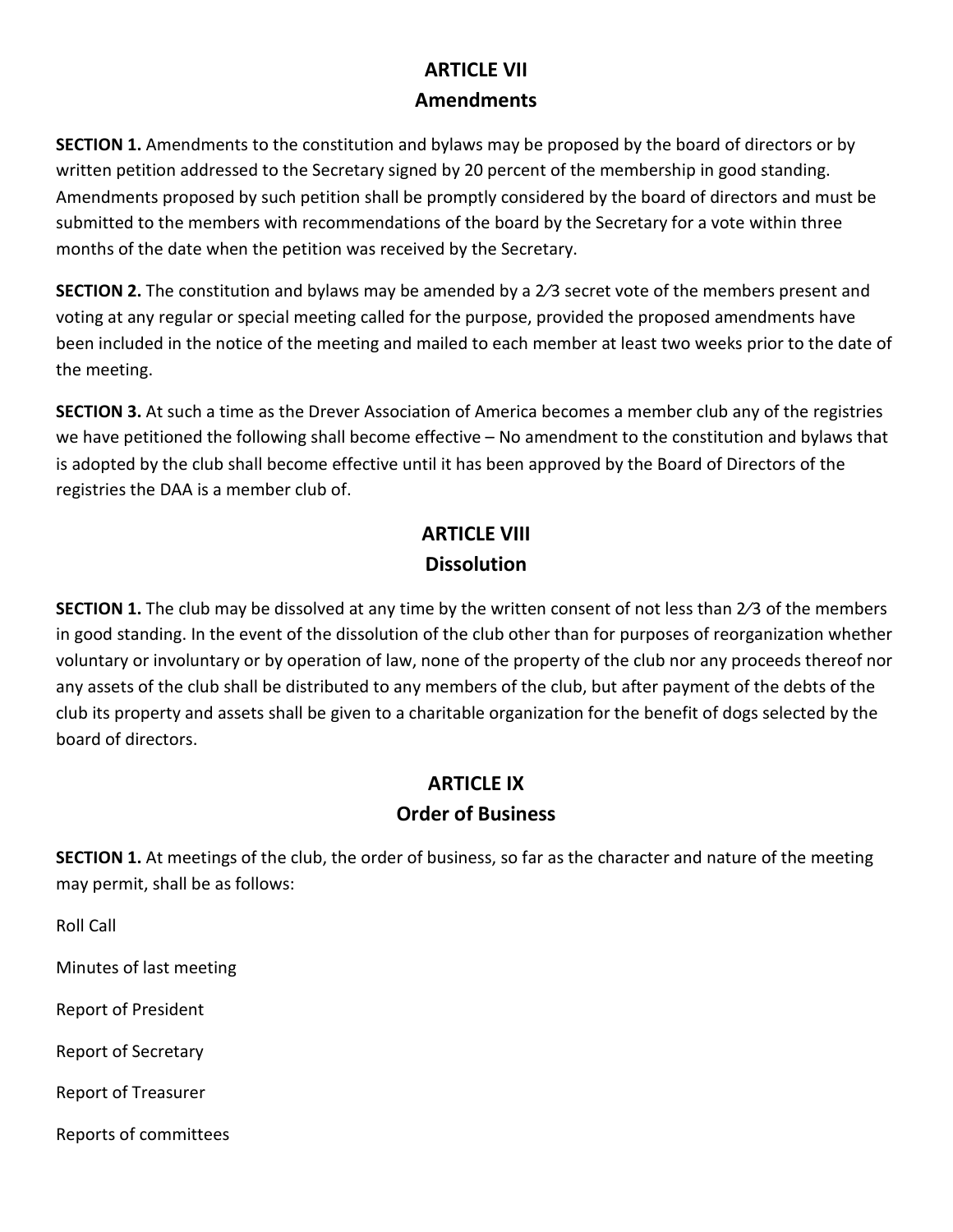## ARTICLE VII
## Amendments

**SECTION 1.** Amendments to the constitution and bylaws may be proposed by the board of directors or by written petition addressed to the Secretary signed by 20 percent of the membership in good standing. Amendments proposed by such petition shall be promptly considered by the board of directors and must be submitted to the members with recommendations of the board by the Secretary for a vote within three months of the date when the petition was received by the Secretary.

**SECTION 2.** The constitution and bylaws may be amended by a 2⁄3 secret vote of the members present and voting at any regular or special meeting called for the purpose, provided the proposed amendments have been included in the notice of the meeting and mailed to each member at least two weeks prior to the date of the meeting.

**SECTION 3.** At such a time as the Drever Association of America becomes a member club any of the registries we have petitioned the following shall become effective – No amendment to the constitution and bylaws that is adopted by the club shall become effective until it has been approved by the Board of Directors of the registries the DAA is a member club of.

## ARTICLE VIII
## Dissolution

**SECTION 1.** The club may be dissolved at any time by the written consent of not less than 2⁄3 of the members in good standing. In the event of the dissolution of the club other than for purposes of reorganization whether voluntary or involuntary or by operation of law, none of the property of the club nor any proceeds thereof nor any assets of the club shall be distributed to any members of the club, but after payment of the debts of the club its property and assets shall be given to a charitable organization for the benefit of dogs selected by the board of directors.

## ARTICLE IX
## Order of Business

**SECTION 1.** At meetings of the club, the order of business, so far as the character and nature of the meeting may permit, shall be as follows:

Roll Call

Minutes of last meeting

Report of President

Report of Secretary

Report of Treasurer

Reports of committees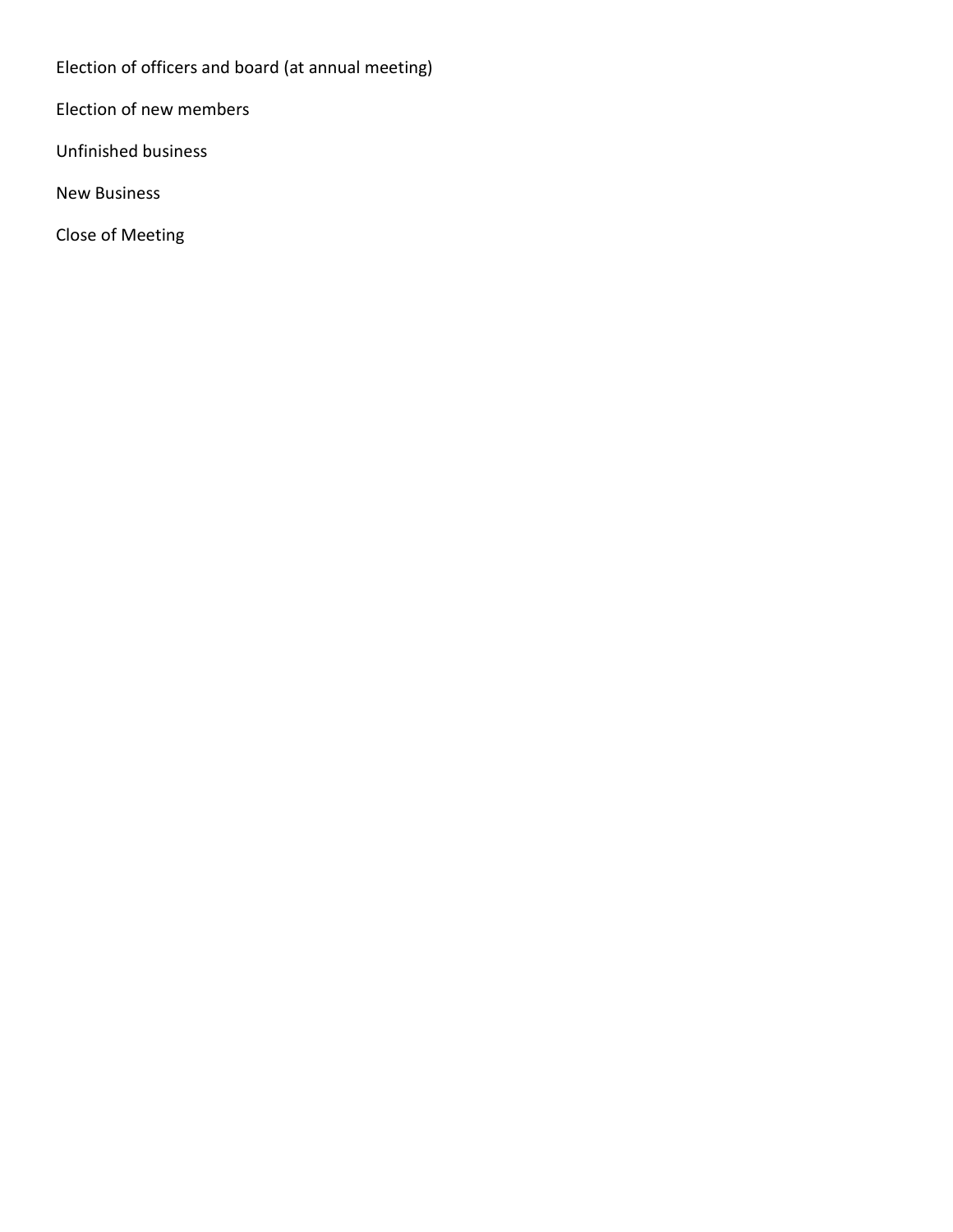Election of officers and board (at annual meeting)

Election of new members

Unfinished business

New Business

Close of Meeting